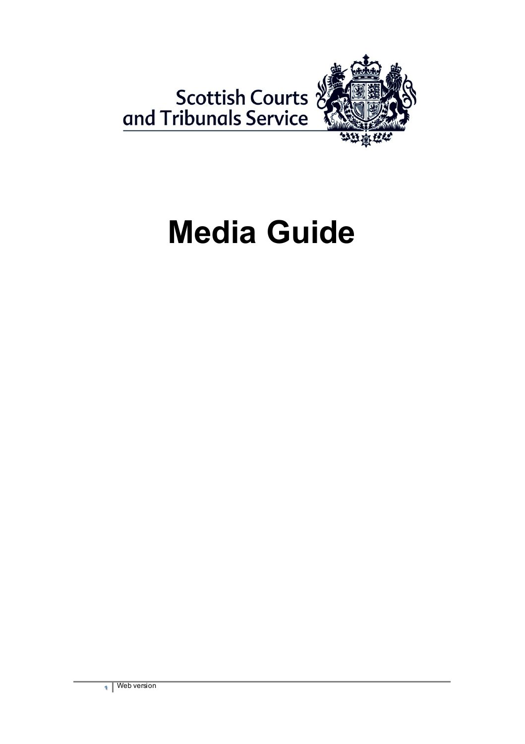Scottish Courts and Tribunals Service

# Media Guide

Web version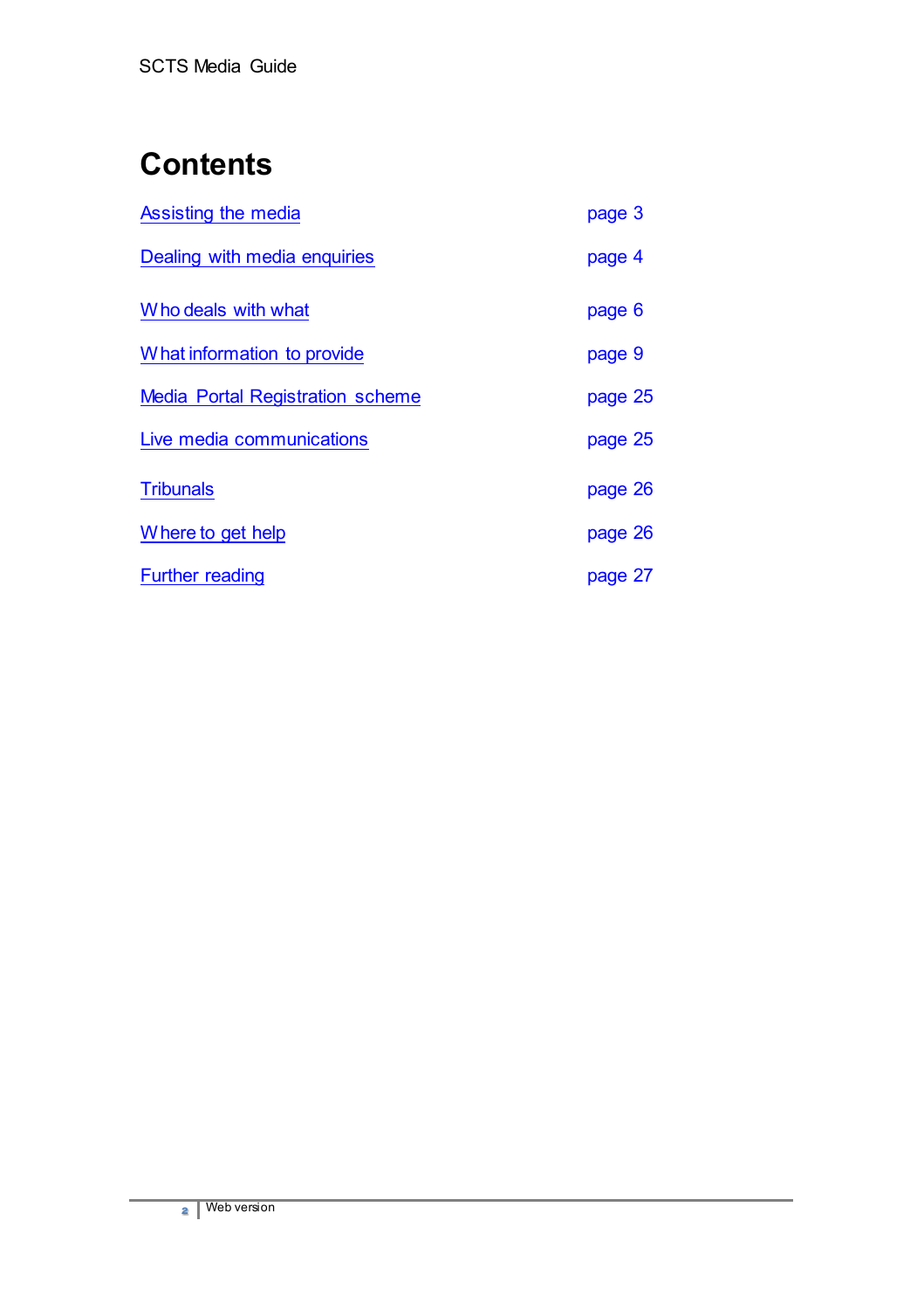# Contents

| | |
|---|---|
| Assisting the media | page 3 |
| Dealing with media enquiries | page 4 |
| Who deals with what | page 6 |
| What information to provide | page 9 |
| Media Portal Registration scheme | page 25 |
| Live media communications | page 25 |
| Tribunals | page 26 |
| Where to get help | page 26 |
| Further reading | page 27 |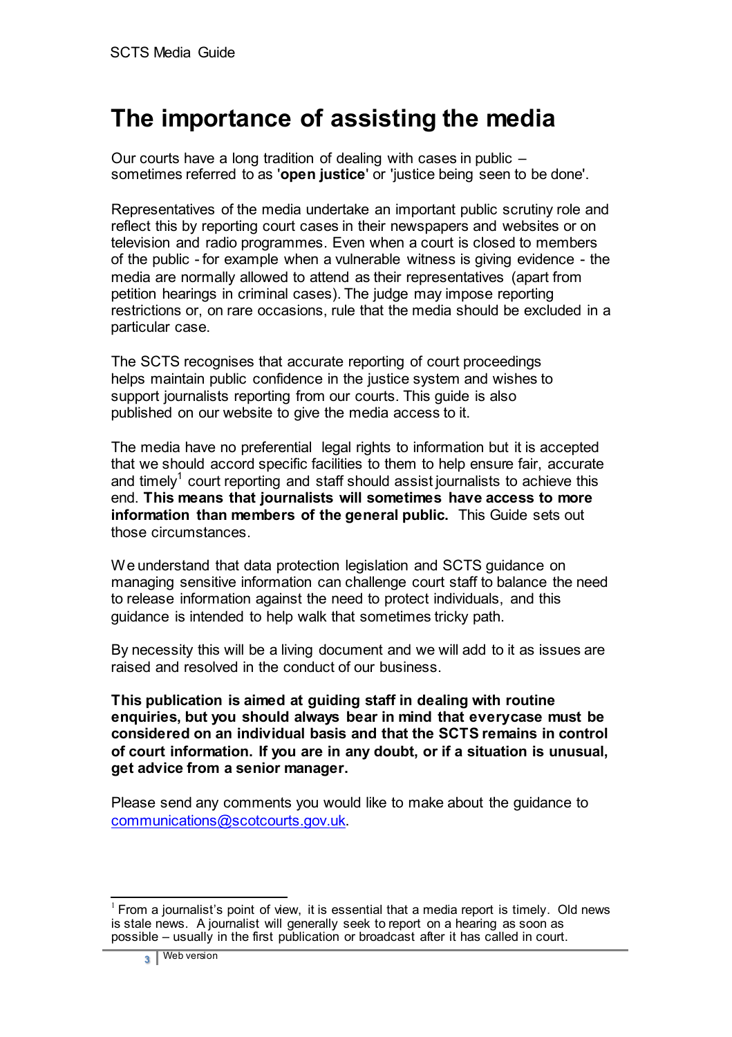# The importance of assisting the media

Our courts have a long tradition of dealing with cases in public – sometimes referred to as '**open justice**' or 'justice being seen to be done'.

Representatives of the media undertake an important public scrutiny role and reflect this by reporting court cases in their newspapers and websites or on television and radio programmes. Even when a court is closed to members of the public - for example when a vulnerable witness is giving evidence - the media are normally allowed to attend as their representatives (apart from petition hearings in criminal cases). The judge may impose reporting restrictions or, on rare occasions, rule that the media should be excluded in a particular case.

The SCTS recognises that accurate reporting of court proceedings helps maintain public confidence in the justice system and wishes to support journalists reporting from our courts. This guide is also published on our website to give the media access to it.

The media have no preferential legal rights to information but it is accepted that we should accord specific facilities to them to help ensure fair, accurate and timely[1] court reporting and staff should assist journalists to achieve this end. **This means that journalists will sometimes have access to more information than members of the general public.** This Guide sets out those circumstances.

We understand that data protection legislation and SCTS guidance on managing sensitive information can challenge court staff to balance the need to release information against the need to protect individuals, and this guidance is intended to help walk that sometimes tricky path.

By necessity this will be a living document and we will add to it as issues are raised and resolved in the conduct of our business.

**This publication is aimed at guiding staff in dealing with routine enquiries, but you should always bear in mind that everycase must be considered on an individual basis and that the SCTS remains in control of court information. If you are in any doubt, or if a situation is unusual, get advice from a senior manager.**

Please send any comments you would like to make about the guidance to communications@scotcourts.gov.uk.

---

[1] From a journalist's point of view, it is essential that a media report is timely. Old news is stale news. A journalist will generally seek to report on a hearing as soon as possible – usually in the first publication or broadcast after it has called in court.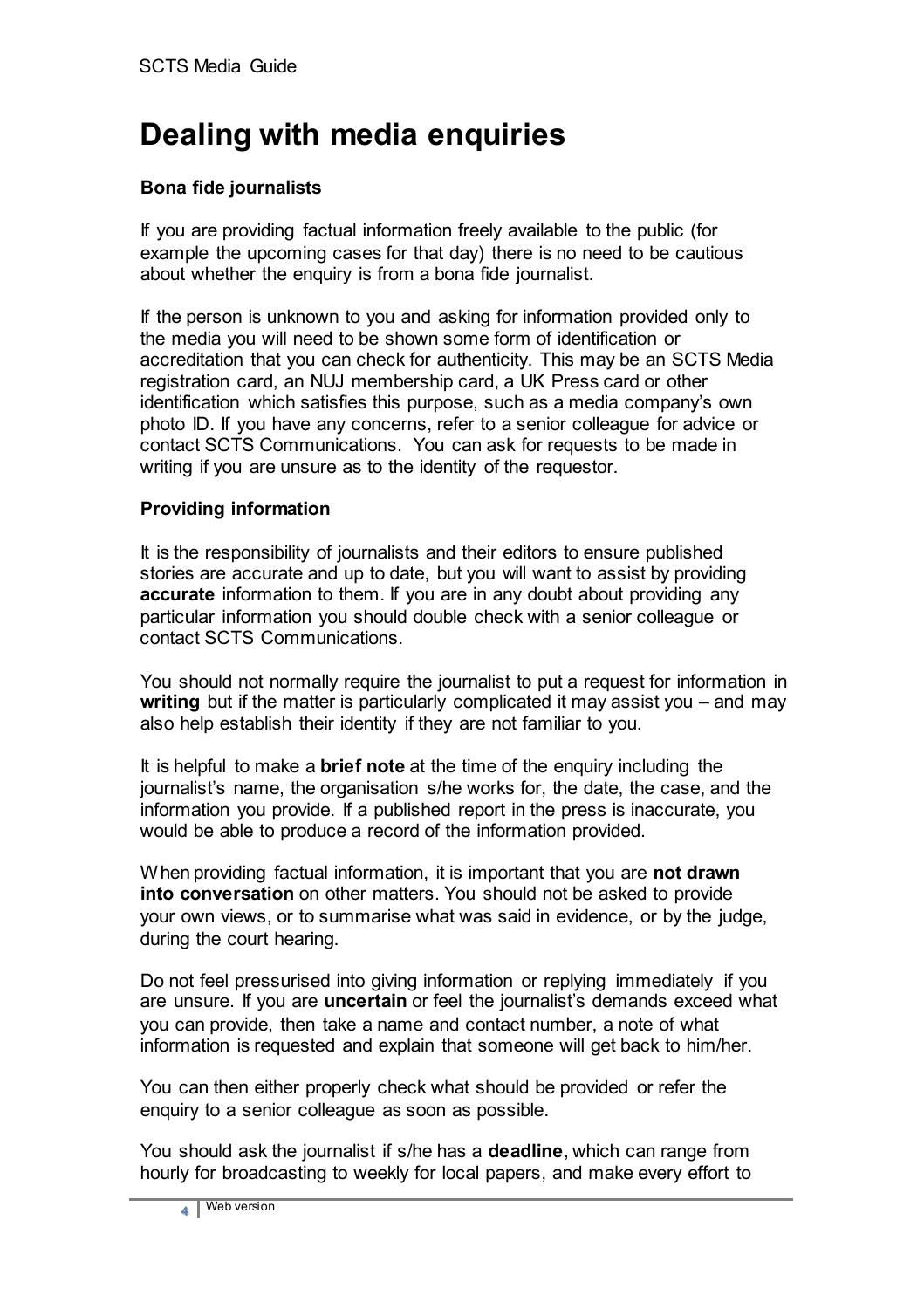# Dealing with media enquiries

### Bona fide journalists

If you are providing factual information freely available to the public (for example the upcoming cases for that day) there is no need to be cautious about whether the enquiry is from a bona fide journalist.

If the person is unknown to you and asking for information provided only to the media you will need to be shown some form of identification or accreditation that you can check for authenticity. This may be an SCTS Media registration card, an NUJ membership card, a UK Press card or other identification which satisfies this purpose, such as a media company's own photo ID. If you have any concerns, refer to a senior colleague for advice or contact SCTS Communications. You can ask for requests to be made in writing if you are unsure as to the identity of the requestor.

### Providing information

It is the responsibility of journalists and their editors to ensure published stories are accurate and up to date, but you will want to assist by providing **accurate** information to them. If you are in any doubt about providing any particular information you should double check with a senior colleague or contact SCTS Communications.

You should not normally require the journalist to put a request for information in **writing** but if the matter is particularly complicated it may assist you – and may also help establish their identity if they are not familiar to you.

It is helpful to make a **brief note** at the time of the enquiry including the journalist's name, the organisation s/he works for, the date, the case, and the information you provide. If a published report in the press is inaccurate, you would be able to produce a record of the information provided.

When providing factual information, it is important that you are **not drawn into conversation** on other matters. You should not be asked to provide your own views, or to summarise what was said in evidence, or by the judge, during the court hearing.

Do not feel pressurised into giving information or replying immediately if you are unsure. If you are **uncertain** or feel the journalist's demands exceed what you can provide, then take a name and contact number, a note of what information is requested and explain that someone will get back to him/her.

You can then either properly check what should be provided or refer the enquiry to a senior colleague as soon as possible.

You should ask the journalist if s/he has a **deadline**, which can range from hourly for broadcasting to weekly for local papers, and make every effort to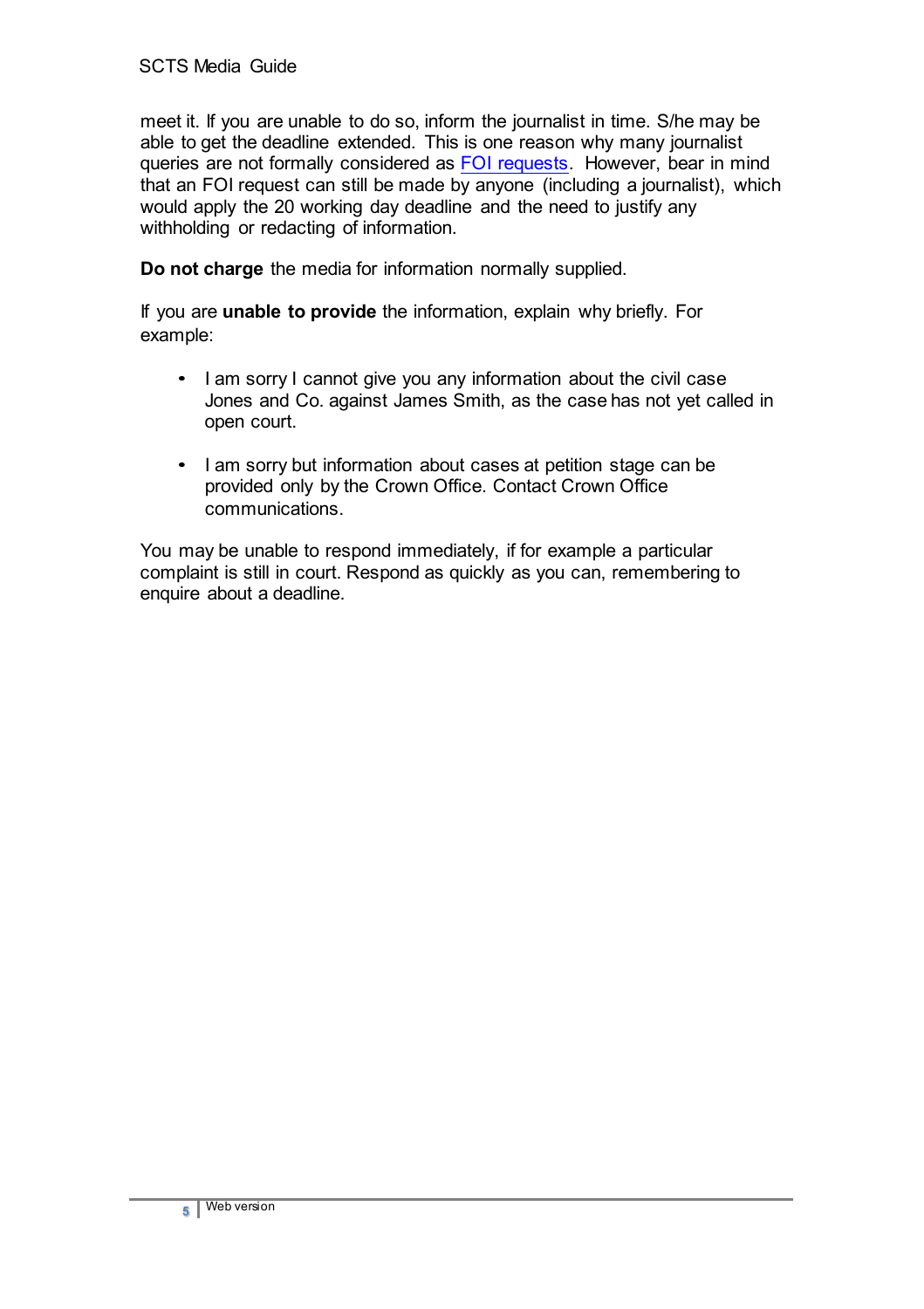meet it. If you are unable to do so, inform the journalist in time. S/he may be able to get the deadline extended. This is one reason why many journalist queries are not formally considered as FOI requests. However, bear in mind that an FOI request can still be made by anyone (including a journalist), which would apply the 20 working day deadline and the need to justify any withholding or redacting of information.

**Do not charge** the media for information normally supplied.

If you are **unable to provide** the information, explain why briefly. For example:

- I am sorry I cannot give you any information about the civil case Jones and Co. against James Smith, as the case has not yet called in open court.
- I am sorry but information about cases at petition stage can be provided only by the Crown Office. Contact Crown Office communications.

You may be unable to respond immediately, if for example a particular complaint is still in court. Respond as quickly as you can, remembering to enquire about a deadline.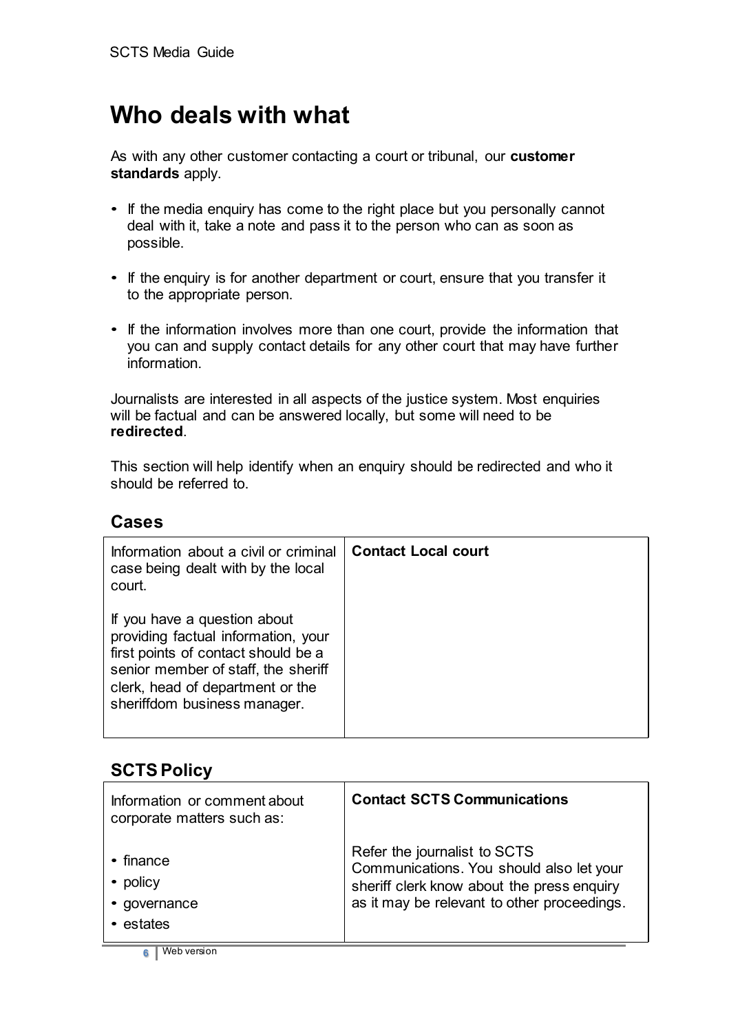# Who deals with what

As with any other customer contacting a court or tribunal, our **customer standards** apply.

- If the media enquiry has come to the right place but you personally cannot deal with it, take a note and pass it to the person who can as soon as possible.
- If the enquiry is for another department or court, ensure that you transfer it to the appropriate person.
- If the information involves more than one court, provide the information that you can and supply contact details for any other court that may have further information.

Journalists are interested in all aspects of the justice system. Most enquiries will be factual and can be answered locally, but some will need to be **redirected**.

This section will help identify when an enquiry should be redirected and who it should be referred to.

## Cases

| | |
|---|---|
| Information about a civil or criminal case being dealt with by the local court.<br><br>If you have a question about providing factual information, your first points of contact should be a senior member of staff, the sheriff clerk, head of department or the sheriffdom business manager. | **Contact Local court** |

## SCTS Policy

| | |
|---|---|
| Information or comment about corporate matters such as:<br><br>• finance<br>• policy<br>• governance<br>• estates | **Contact SCTS Communications**<br><br>Refer the journalist to SCTS Communications. You should also let your sheriff clerk know about the press enquiry as it may be relevant to other proceedings. |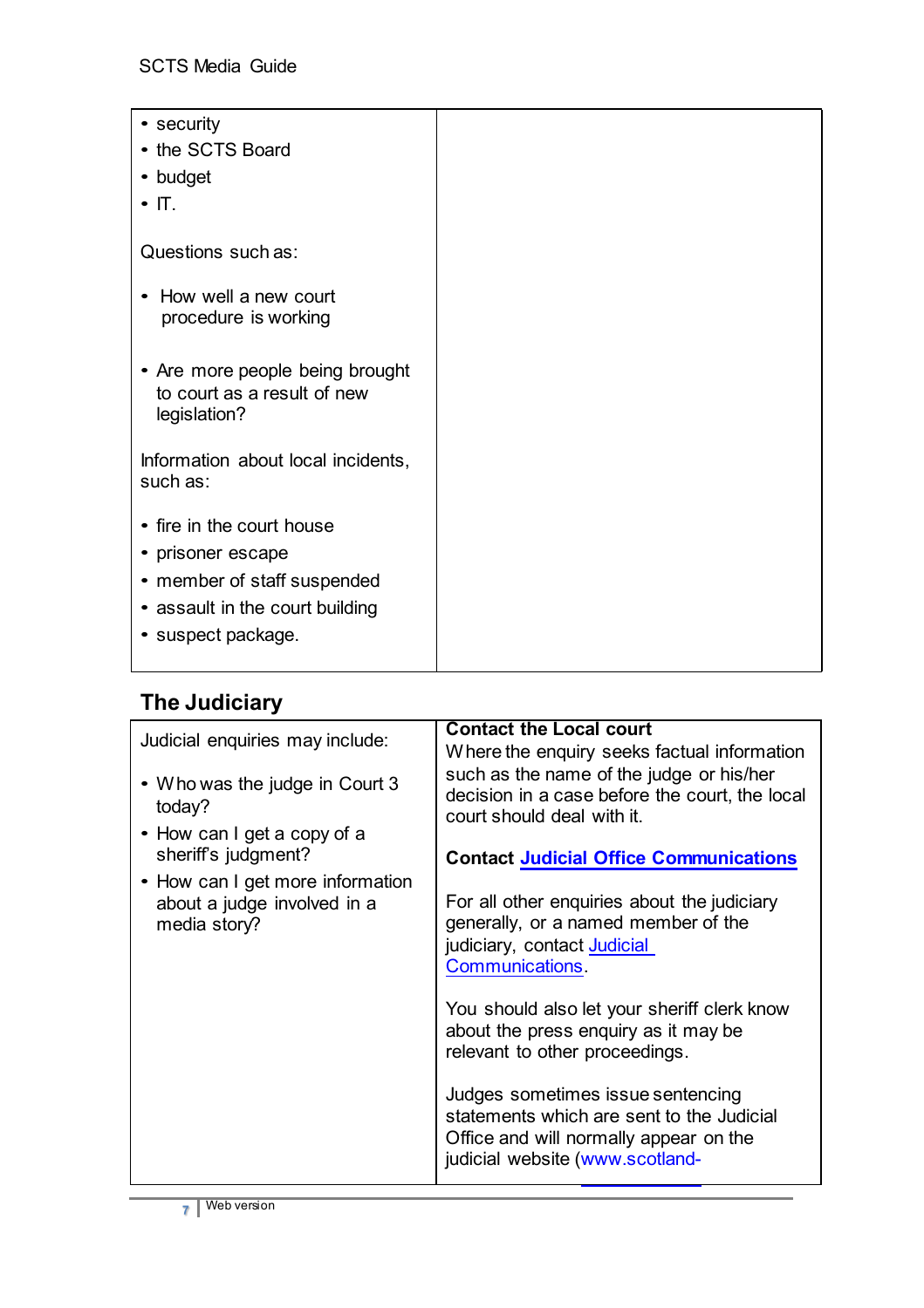| | |
|---|---|
| • security<br>• the SCTS Board<br>• budget<br>• IT.<br><br>Questions such as:<br><br>• How well a new court procedure is working<br><br>• Are more people being brought to court as a result of new legislation?<br><br>Information about local incidents, such as:<br><br>• fire in the court house<br>• prisoner escape<br>• member of staff suspended<br>• assault in the court building<br>• suspect package. | |

## The Judiciary

| | |
|---|---|
| Judicial enquiries may include:<br><br>• Who was the judge in Court 3 today?<br>• How can I get a copy of a sheriff's judgment?<br>• How can I get more information about a judge involved in a media story? | **Contact the Local court**<br>Where the enquiry seeks factual information such as the name of the judge or his/her decision in a case before the court, the local court should deal with it.<br><br>**Contact Judicial Office Communications**<br><br>For all other enquiries about the judiciary generally, or a named member of the judiciary, contact Judicial Communications.<br><br>You should also let your sheriff clerk know about the press enquiry as it may be relevant to other proceedings.<br><br>Judges sometimes issue sentencing statements which are sent to the Judicial Office and will normally appear on the judicial website (www.scotland- |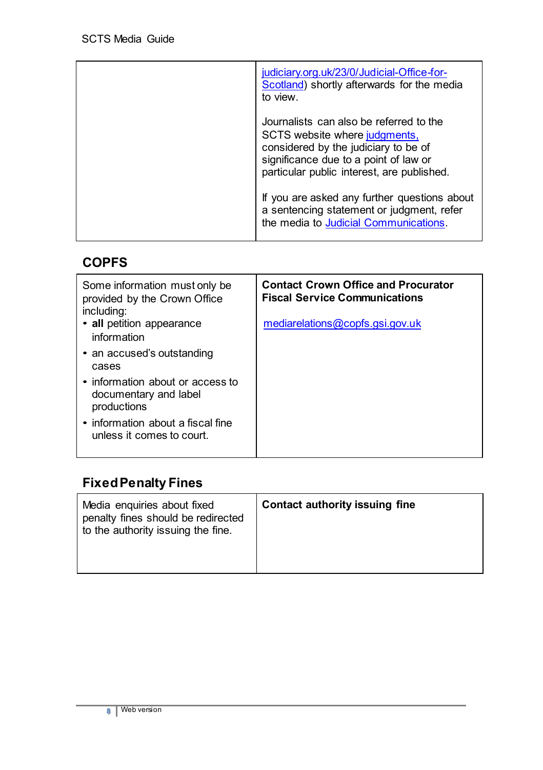| | |
|---|---|
| | judiciary.org.uk/23/0/Judicial-Office-for-Scotland) shortly afterwards for the media to view.<br><br>Journalists can also be referred to the SCTS website where judgments, considered by the judiciary to be of significance due to a point of law or particular public interest, are published.<br><br>If you are asked any further questions about a sentencing statement or judgment, refer the media to Judicial Communications. |

## COPFS

| | |
|---|---|
| Some information must only be provided by the Crown Office including:<br>• **all** petition appearance information<br>• an accused's outstanding cases<br>• information about or access to documentary and label productions<br>• information about a fiscal fine unless it comes to court. | **Contact Crown Office and Procurator Fiscal Service Communications**<br><br>mediarelations@copfs.gsi.gov.uk |

## Fixed Penalty Fines

| | |
|---|---|
| Media enquiries about fixed penalty fines should be redirected to the authority issuing the fine. | **Contact authority issuing fine** |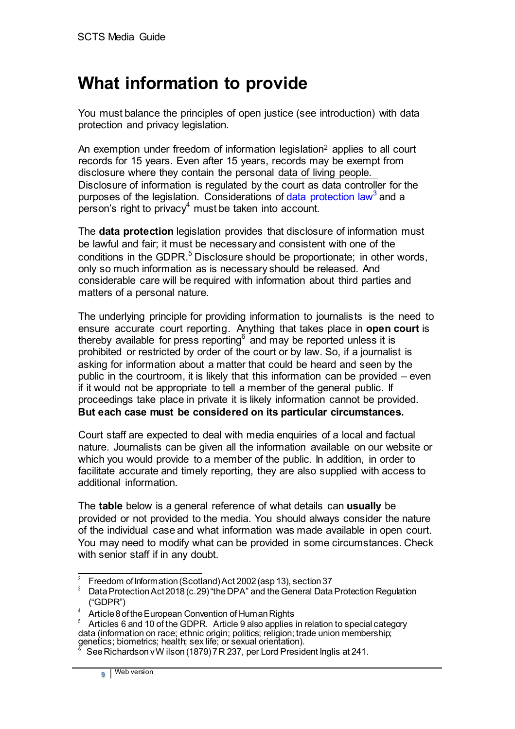# What information to provide

You must balance the principles of open justice (see introduction) with data protection and privacy legislation.

An exemption under freedom of information legislation[2] applies to all court records for 15 years. Even after 15 years, records may be exempt from disclosure where they contain the personal data of living people. Disclosure of information is regulated by the court as data controller for the purposes of the legislation. Considerations of data protection law[3] and a person's right to privacy[4] must be taken into account.

The **data protection** legislation provides that disclosure of information must be lawful and fair; it must be necessary and consistent with one of the conditions in the GDPR.[5] Disclosure should be proportionate; in other words, only so much information as is necessary should be released. And considerable care will be required with information about third parties and matters of a personal nature.

The underlying principle for providing information to journalists is the need to ensure accurate court reporting. Anything that takes place in **open court** is thereby available for press reporting[6] and may be reported unless it is prohibited or restricted by order of the court or by law. So, if a journalist is asking for information about a matter that could be heard and seen by the public in the courtroom, it is likely that this information can be provided – even if it would not be appropriate to tell a member of the general public. If proceedings take place in private it is likely information cannot be provided. **But each case must be considered on its particular circumstances.**

Court staff are expected to deal with media enquiries of a local and factual nature. Journalists can be given all the information available on our website or which you would provide to a member of the public. In addition, in order to facilitate accurate and timely reporting, they are also supplied with access to additional information.

The **table** below is a general reference of what details can **usually** be provided or not provided to the media. You should always consider the nature of the individual case and what information was made available in open court. You may need to modify what can be provided in some circumstances. Check with senior staff if in any doubt.

---

[2] Freedom of Information (Scotland) Act 2002 (asp 13), section 37

[3] Data Protection Act 2018 (c.29) "the DPA" and the General Data Protection Regulation ("GDPR")

[4] Article 8 of the European Convention of Human Rights

[5] Articles 6 and 10 of the GDPR. Article 9 also applies in relation to special category data (information on race; ethnic origin; politics; religion; trade union membership; genetics; biometrics; health; sex life; or sexual orientation).

[6] See Richardson v Wilson (1879) 7 R 237, per Lord President Inglis at 241.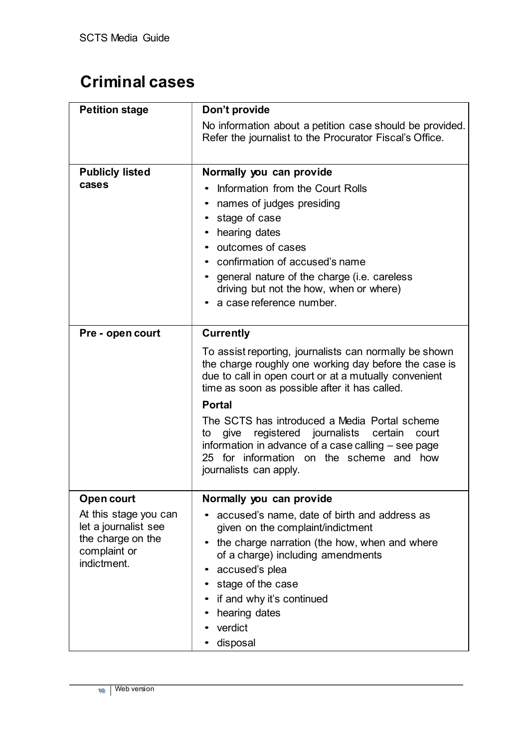# Criminal cases

| | |
|---|---|
| **Petition stage** | **Don't provide**<br>No information about a petition case should be provided. Refer the journalist to the Procurator Fiscal's Office. |
| **Publicly listed cases** | **Normally you can provide**<br>• Information from the Court Rolls<br>• names of judges presiding<br>• stage of case<br>• hearing dates<br>• outcomes of cases<br>• confirmation of accused's name<br>• general nature of the charge (i.e. careless driving but not the how, when or where)<br>• a case reference number. |
| **Pre - open court** | **Currently**<br>To assist reporting, journalists can normally be shown the charge roughly one working day before the case is due to call in open court or at a mutually convenient time as soon as possible after it has called.<br>**Portal**<br>The SCTS has introduced a Media Portal scheme to give registered journalists certain court information in advance of a case calling – see page 25 for information on the scheme and how journalists can apply. |
| **Open court**<br>At this stage you can let a journalist see the charge on the complaint or indictment. | **Normally you can provide**<br>• accused's name, date of birth and address as given on the complaint/indictment<br>• the charge narration (the how, when and where of a charge) including amendments<br>• accused's plea<br>• stage of the case<br>• if and why it's continued<br>• hearing dates<br>• verdict<br>• disposal |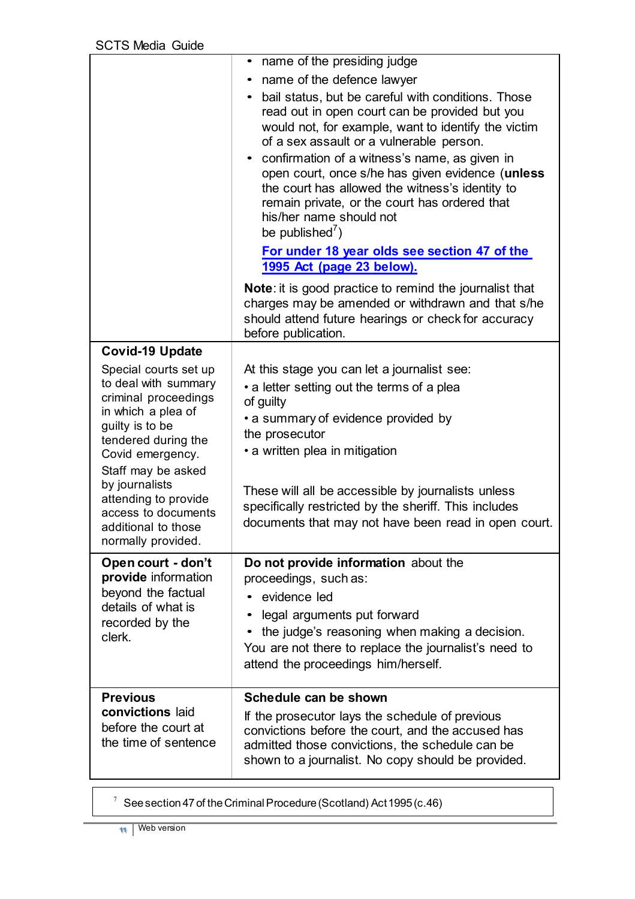| | |
|---|---|
| | • name of the presiding judge<br>• name of the defence lawyer<br>• bail status, but be careful with conditions. Those read out in open court can be provided but you would not, for example, want to identify the victim of a sex assault or a vulnerable person.<br>• confirmation of a witness's name, as given in open court, once s/he has given evidence (**unless** the court has allowed the witness's identity to remain private, or the court has ordered that his/her name should not be published[7])<br>**For under 18 year olds see section 47 of the 1995 Act (page 23 below).**<br><br>**Note**: it is good practice to remind the journalist that charges may be amended or withdrawn and that s/he should attend future hearings or check for accuracy before publication. |
| **Covid-19 Update**<br>Special courts set up to deal with summary criminal proceedings in which a plea of guilty is to be tendered during the Covid emergency.<br>Staff may be asked by journalists attending to provide access to documents additional to those normally provided. | At this stage you can let a journalist see:<br>• a letter setting out the terms of a plea of guilty<br>• a summary of evidence provided by the prosecutor<br>• a written plea in mitigation<br><br>These will all be accessible by journalists unless specifically restricted by the sheriff. This includes documents that may not have been read in open court. |
| **Open court - don't provide** information beyond the factual details of what is recorded by the clerk. | **Do not provide information** about the proceedings, such as:<br>• evidence led<br>• legal arguments put forward<br>• the judge's reasoning when making a decision.<br>You are not there to replace the journalist's need to attend the proceedings him/herself. |
| **Previous convictions** laid before the court at the time of sentence | **Schedule can be shown**<br>If the prosecutor lays the schedule of previous convictions before the court, and the accused has admitted those convictions, the schedule can be shown to a journalist. No copy should be provided. |

[7] See section 47 of the Criminal Procedure (Scotland) Act 1995 (c.46)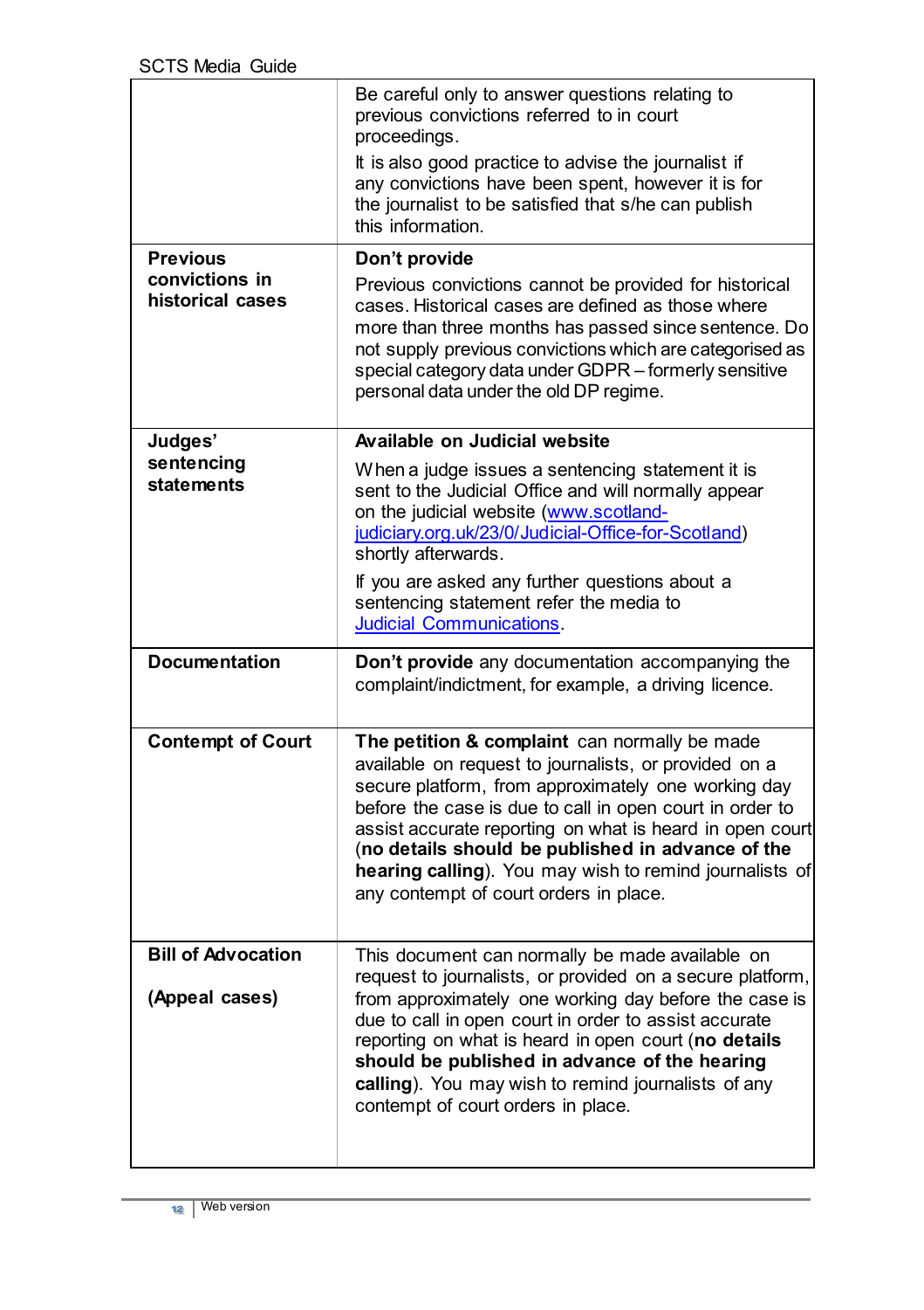| | |
|---|---|
| | Be careful only to answer questions relating to previous convictions referred to in court proceedings.<br><br>It is also good practice to advise the journalist if any convictions have been spent, however it is for the journalist to be satisfied that s/he can publish this information. |
| **Previous convictions in historical cases** | **Don't provide**<br><br>Previous convictions cannot be provided for historical cases. Historical cases are defined as those where more than three months has passed since sentence. Do not supply previous convictions which are categorised as special category data under GDPR – formerly sensitive personal data under the old DP regime. |
| **Judges' sentencing statements** | **Available on Judicial website**<br><br>When a judge issues a sentencing statement it is sent to the Judicial Office and will normally appear on the judicial website ([www.scotland-judiciary.org.uk/23/0/Judicial-Office-for-Scotland](www.scotland-judiciary.org.uk/23/0/Judicial-Office-for-Scotland)) shortly afterwards.<br><br>If you are asked any further questions about a sentencing statement refer the media to Judicial Communications. |
| **Documentation** | **Don't provide** any documentation accompanying the complaint/indictment, for example, a driving licence. |
| **Contempt of Court** | **The petition & complaint** can normally be made available on request to journalists, or provided on a secure platform, from approximately one working day before the case is due to call in open court in order to assist accurate reporting on what is heard in open court (**no details should be published in advance of the hearing calling**). You may wish to remind journalists of any contempt of court orders in place. |
| **Bill of Advocation**<br><br>**(Appeal cases)** | This document can normally be made available on request to journalists, or provided on a secure platform, from approximately one working day before the case is due to call in open court in order to assist accurate reporting on what is heard in open court (**no details should be published in advance of the hearing calling**). You may wish to remind journalists of any contempt of court orders in place. |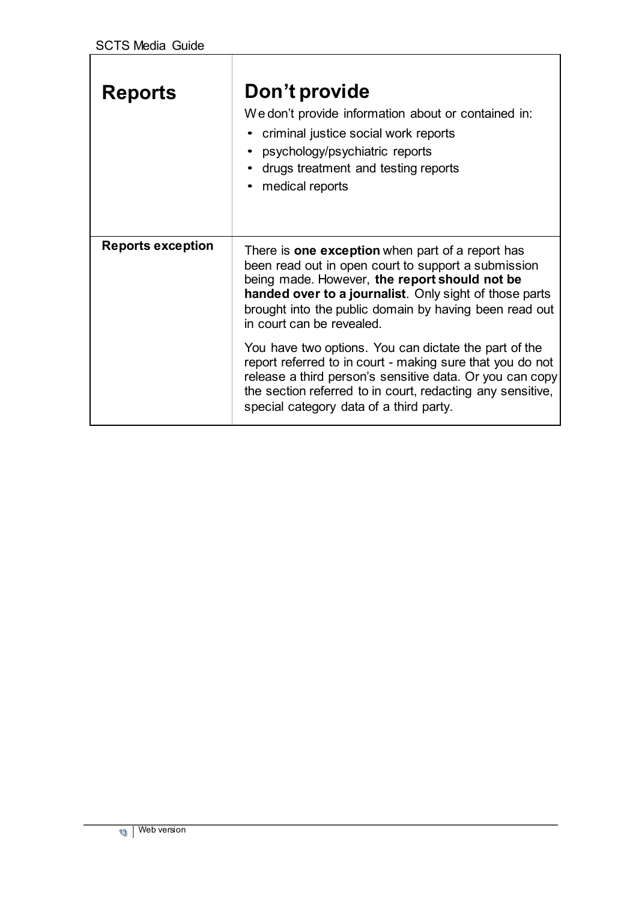| | |
|---|---|
| **Reports** | **Don't provide**<br><br>We don't provide information about or contained in:<br><br>• criminal justice social work reports<br>• psychology/psychiatric reports<br>• drugs treatment and testing reports<br>• medical reports |
| **Reports exception** | There is **one exception** when part of a report has been read out in open court to support a submission being made. However, **the report should not be handed over to a journalist**. Only sight of those parts brought into the public domain by having been read out in court can be revealed.<br><br>You have two options. You can dictate the part of the report referred to in court - making sure that you do not release a third person's sensitive data. Or you can copy the section referred to in court, redacting any sensitive, special category data of a third party. |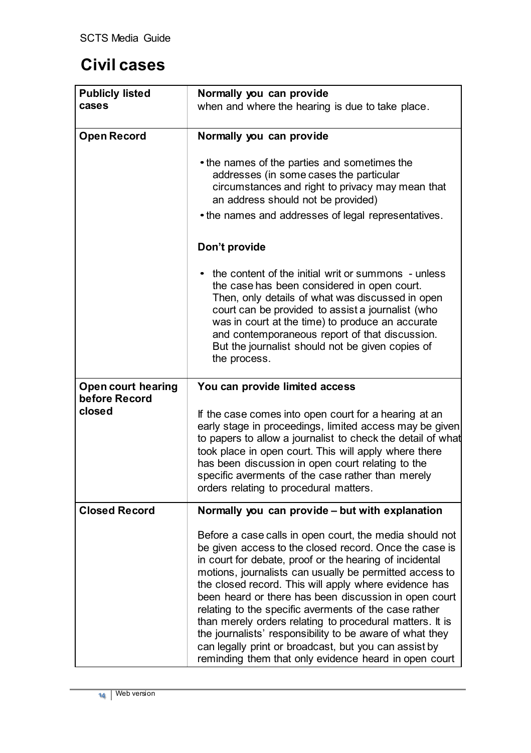# Civil cases

| | |
|---|---|
| **Publicly listed cases** | **Normally you can provide**<br>when and where the hearing is due to take place. |
| **Open Record** | **Normally you can provide**<br>• the names of the parties and sometimes the addresses (in some cases the particular circumstances and right to privacy may mean that an address should not be provided)<br>• the names and addresses of legal representatives.<br><br>**Don't provide**<br>• the content of the initial writ or summons - unless the case has been considered in open court. Then, only details of what was discussed in open court can be provided to assist a journalist (who was in court at the time) to produce an accurate and contemporaneous report of that discussion. But the journalist should not be given copies of the process. |
| **Open court hearing before Record closed** | **You can provide limited access**<br><br>If the case comes into open court for a hearing at an early stage in proceedings, limited access may be given to papers to allow a journalist to check the detail of what took place in open court. This will apply where there has been discussion in open court relating to the specific averments of the case rather than merely orders relating to procedural matters. |
| **Closed Record** | **Normally you can provide – but with explanation**<br><br>Before a case calls in open court, the media should not be given access to the closed record. Once the case is in court for debate, proof or the hearing of incidental motions, journalists can usually be permitted access to the closed record. This will apply where evidence has been heard or there has been discussion in open court relating to the specific averments of the case rather than merely orders relating to procedural matters. It is the journalists' responsibility to be aware of what they can legally print or broadcast, but you can assist by reminding them that only evidence heard in open court |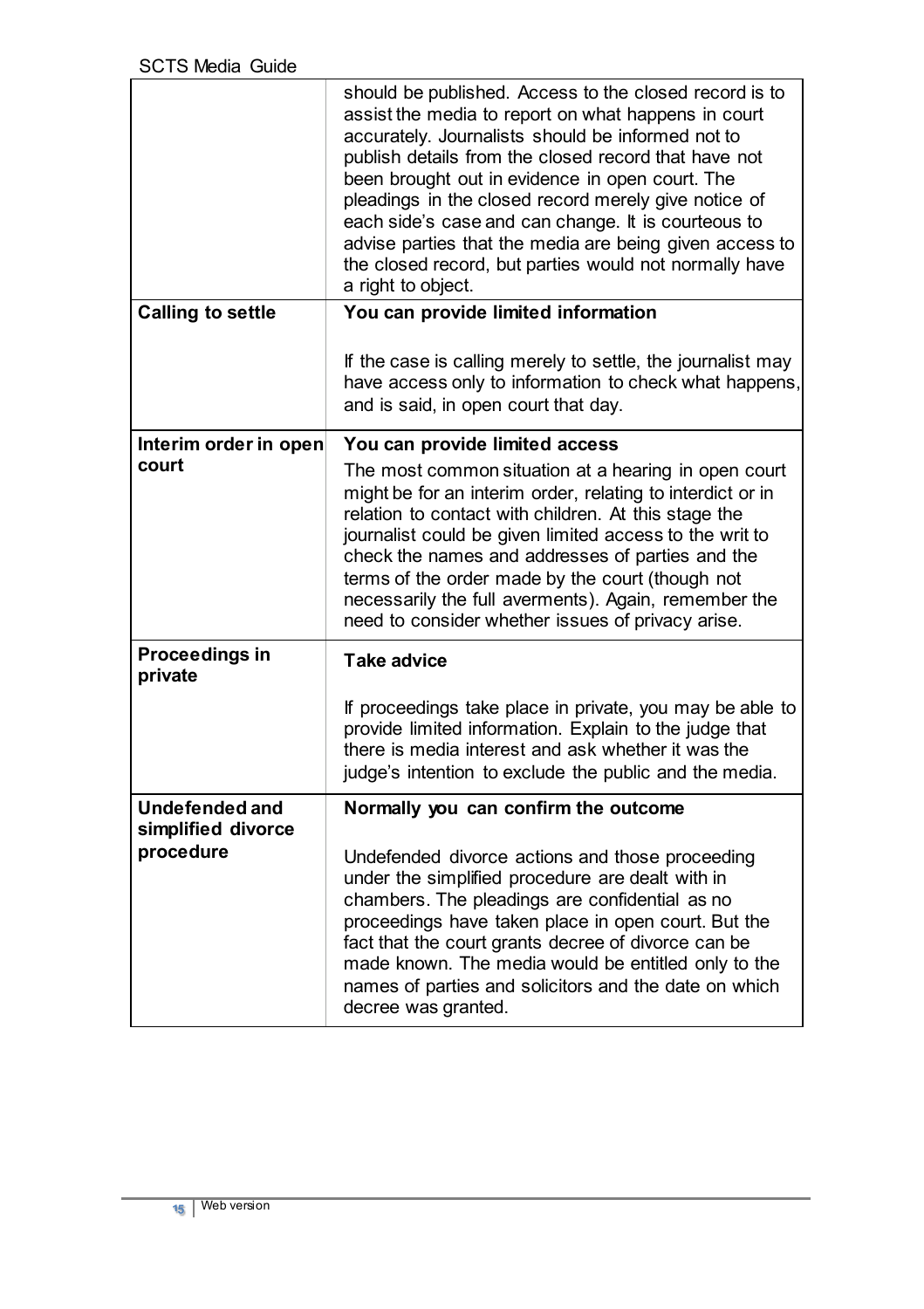| | |
|---|---|
| | should be published. Access to the closed record is to assist the media to report on what happens in court accurately. Journalists should be informed not to publish details from the closed record that have not been brought out in evidence in open court. The pleadings in the closed record merely give notice of each side's case and can change. It is courteous to advise parties that the media are being given access to the closed record, but parties would not normally have a right to object. |
| **Calling to settle** | **You can provide limited information**<br><br>If the case is calling merely to settle, the journalist may have access only to information to check what happens, and is said, in open court that day. |
| **Interim order in open court** | **You can provide limited access**<br><br>The most common situation at a hearing in open court might be for an interim order, relating to interdict or in relation to contact with children. At this stage the journalist could be given limited access to the writ to check the names and addresses of parties and the terms of the order made by the court (though not necessarily the full averments). Again, remember the need to consider whether issues of privacy arise. |
| **Proceedings in private** | **Take advice**<br><br>If proceedings take place in private, you may be able to provide limited information. Explain to the judge that there is media interest and ask whether it was the judge's intention to exclude the public and the media. |
| **Undefended and simplified divorce procedure** | **Normally you can confirm the outcome**<br><br>Undefended divorce actions and those proceeding under the simplified procedure are dealt with in chambers. The pleadings are confidential as no proceedings have taken place in open court. But the fact that the court grants decree of divorce can be made known. The media would be entitled only to the names of parties and solicitors and the date on which decree was granted. |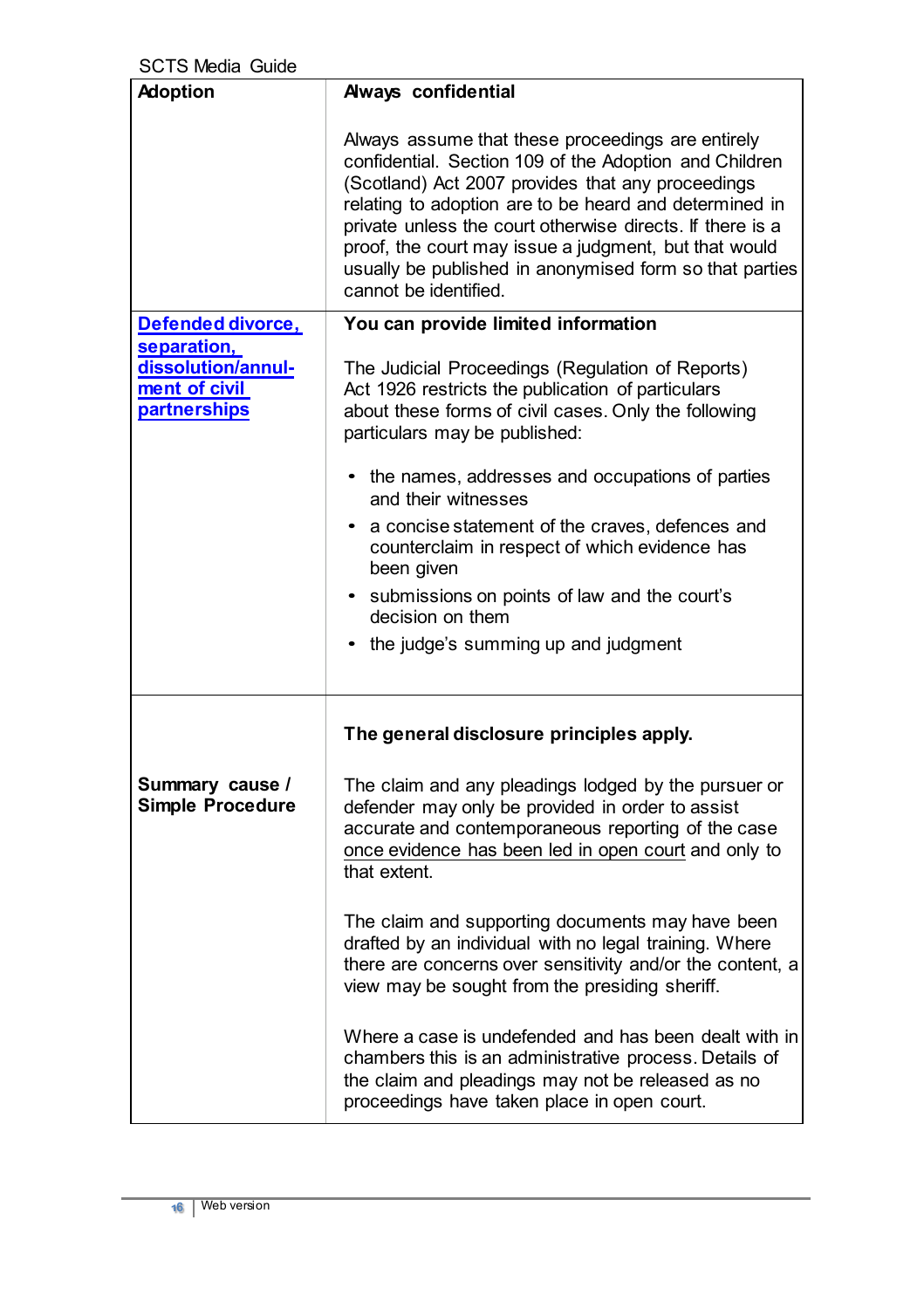| | |
|---|---|
| **Adoption** | **Always confidential**<br><br>Always assume that these proceedings are entirely confidential. Section 109 of the Adoption and Children (Scotland) Act 2007 provides that any proceedings relating to adoption are to be heard and determined in private unless the court otherwise directs. If there is a proof, the court may issue a judgment, but that would usually be published in anonymised form so that parties cannot be identified. |
| **Defended divorce, separation, dissolution/annulment of civil partnerships** | **You can provide limited information**<br><br>The Judicial Proceedings (Regulation of Reports) Act 1926 restricts the publication of particulars about these forms of civil cases. Only the following particulars may be published:<br><br>• the names, addresses and occupations of parties and their witnesses<br>• a concise statement of the craves, defences and counterclaim in respect of which evidence has been given<br>• submissions on points of law and the court's decision on them<br>• the judge's summing up and judgment |
| **Summary cause / Simple Procedure** | **The general disclosure principles apply.**<br><br>The claim and any pleadings lodged by the pursuer or defender may only be provided in order to assist accurate and contemporaneous reporting of the case once evidence has been led in open court and only to that extent.<br><br>The claim and supporting documents may have been drafted by an individual with no legal training. Where there are concerns over sensitivity and/or the content, a view may be sought from the presiding sheriff.<br><br>Where a case is undefended and has been dealt with in chambers this is an administrative process. Details of the claim and pleadings may not be released as no proceedings have taken place in open court. |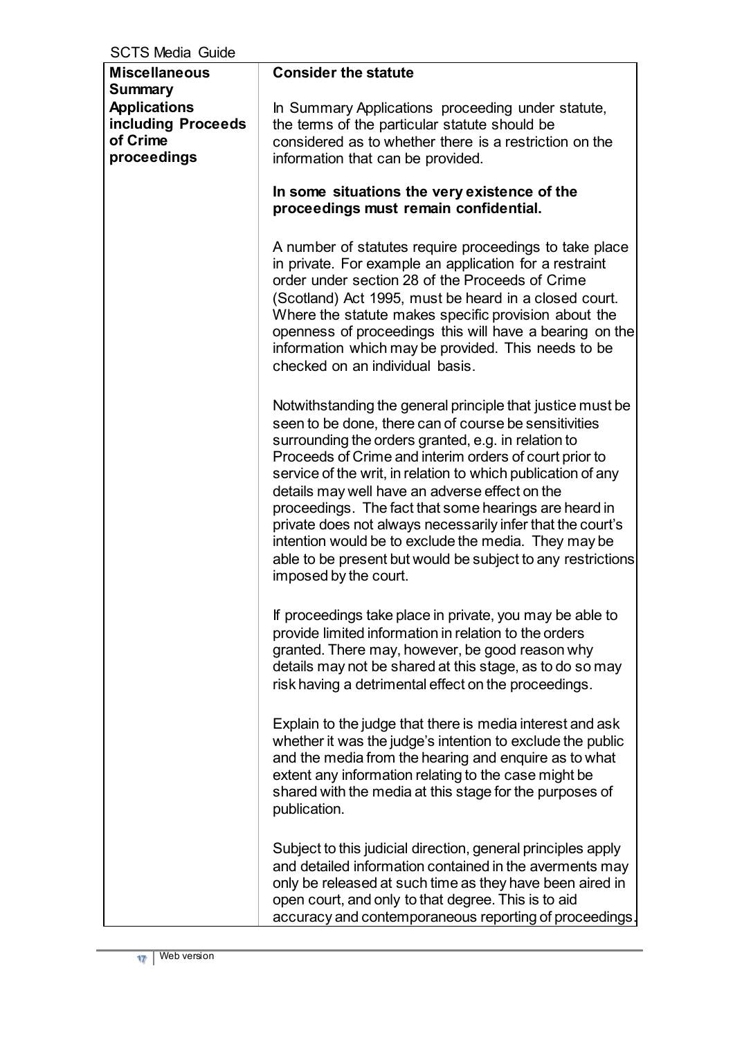| | |
|---|---|
| **Miscellaneous Summary Applications including Proceeds of Crime proceedings** | **Consider the statute**<br><br>In Summary Applications proceeding under statute, the terms of the particular statute should be considered as to whether there is a restriction on the information that can be provided.<br><br>**In some situations the very existence of the proceedings must remain confidential.**<br><br>A number of statutes require proceedings to take place in private. For example an application for a restraint order under section 28 of the Proceeds of Crime (Scotland) Act 1995, must be heard in a closed court. Where the statute makes specific provision about the openness of proceedings this will have a bearing on the information which may be provided. This needs to be checked on an individual basis.<br><br>Notwithstanding the general principle that justice must be seen to be done, there can of course be sensitivities surrounding the orders granted, e.g. in relation to Proceeds of Crime and interim orders of court prior to service of the writ, in relation to which publication of any details may well have an adverse effect on the proceedings. The fact that some hearings are heard in private does not always necessarily infer that the court's intention would be to exclude the media. They may be able to be present but would be subject to any restrictions imposed by the court.<br><br>If proceedings take place in private, you may be able to provide limited information in relation to the orders granted. There may, however, be good reason why details may not be shared at this stage, as to do so may risk having a detrimental effect on the proceedings.<br><br>Explain to the judge that there is media interest and ask whether it was the judge's intention to exclude the public and the media from the hearing and enquire as to what extent any information relating to the case might be shared with the media at this stage for the purposes of publication.<br><br>Subject to this judicial direction, general principles apply and detailed information contained in the averments may only be released at such time as they have been aired in open court, and only to that degree. This is to aid accuracy and contemporaneous reporting of proceedings. |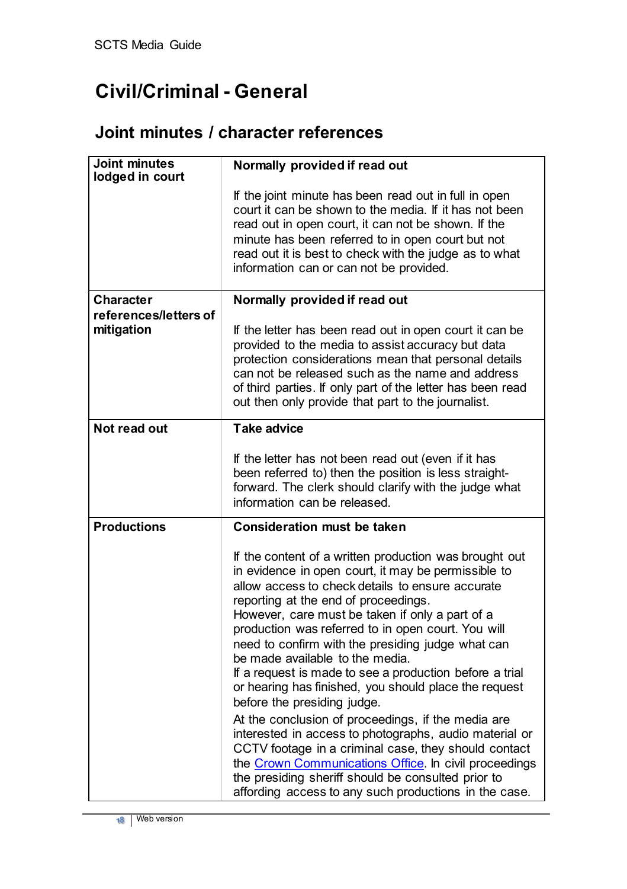# Civil/Criminal - General

## Joint minutes / character references

| | |
|---|---|
| **Joint minutes lodged in court** | **Normally provided if read out**<br><br>If the joint minute has been read out in full in open court it can be shown to the media. If it has not been read out in open court, it can not be shown. If the minute has been referred to in open court but not read out it is best to check with the judge as to what information can or can not be provided. |
| **Character references/letters of mitigation** | **Normally provided if read out**<br><br>If the letter has been read out in open court it can be provided to the media to assist accuracy but data protection considerations mean that personal details can not be released such as the name and address of third parties. If only part of the letter has been read out then only provide that part to the journalist. |
| **Not read out** | **Take advice**<br><br>If the letter has not been read out (even if it has been referred to) then the position is less straight-forward. The clerk should clarify with the judge what information can be released. |
| **Productions** | **Consideration must be taken**<br><br>If the content of a written production was brought out in evidence in open court, it may be permissible to allow access to check details to ensure accurate reporting at the end of proceedings.<br>However, care must be taken if only a part of a production was referred to in open court. You will need to confirm with the presiding judge what can be made available to the media.<br>If a request is made to see a production before a trial or hearing has finished, you should place the request before the presiding judge.<br>At the conclusion of proceedings, if the media are interested in access to photographs, audio material or CCTV footage in a criminal case, they should contact the Crown Communications Office. In civil proceedings the presiding sheriff should be consulted prior to affording access to any such productions in the case. |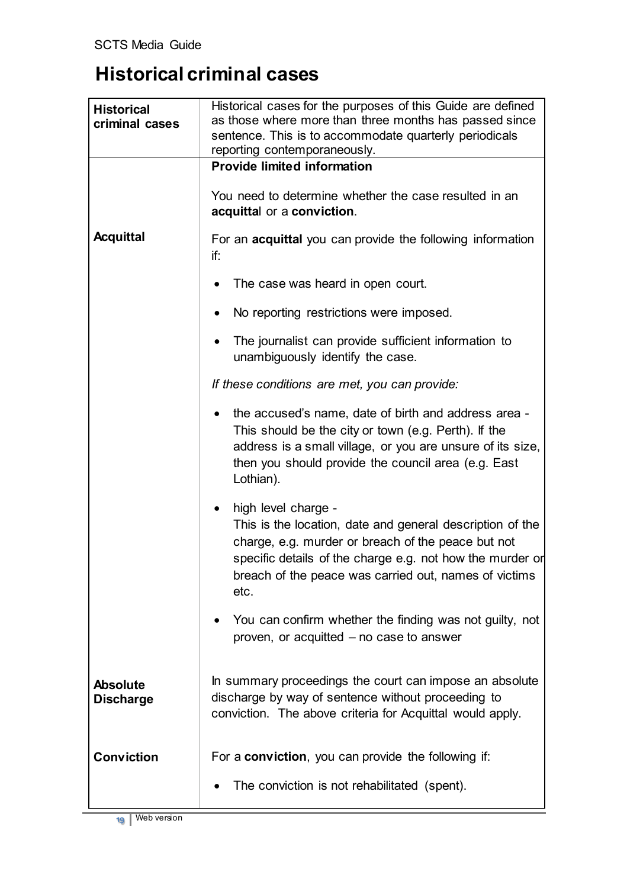# Historical criminal cases

| | |
|---|---|
| **Historical criminal cases** | Historical cases for the purposes of this Guide are defined as those where more than three months has passed since sentence. This is to accommodate quarterly periodicals reporting contemporaneously. |
| **Acquittal** | **Provide limited information**<br><br>You need to determine whether the case resulted in an **acquittal** or a **conviction**.<br><br>For an **acquittal** you can provide the following information if:<br><br>• The case was heard in open court.<br>• No reporting restrictions were imposed.<br>• The journalist can provide sufficient information to unambiguously identify the case.<br><br>*If these conditions are met, you can provide:*<br><br>• the accused's name, date of birth and address area - This should be the city or town (e.g. Perth). If the address is a small village, or you are unsure of its size, then you should provide the council area (e.g. East Lothian).<br>• high level charge - This is the location, date and general description of the charge, e.g. murder or breach of the peace but not specific details of the charge e.g. not how the murder or breach of the peace was carried out, names of victims etc.<br>• You can confirm whether the finding was not guilty, not proven, or acquitted – no case to answer |
| **Absolute Discharge** | In summary proceedings the court can impose an absolute discharge by way of sentence without proceeding to conviction. The above criteria for Acquittal would apply. |
| **Conviction** | For a **conviction**, you can provide the following if:<br><br>• The conviction is not rehabilitated (spent). |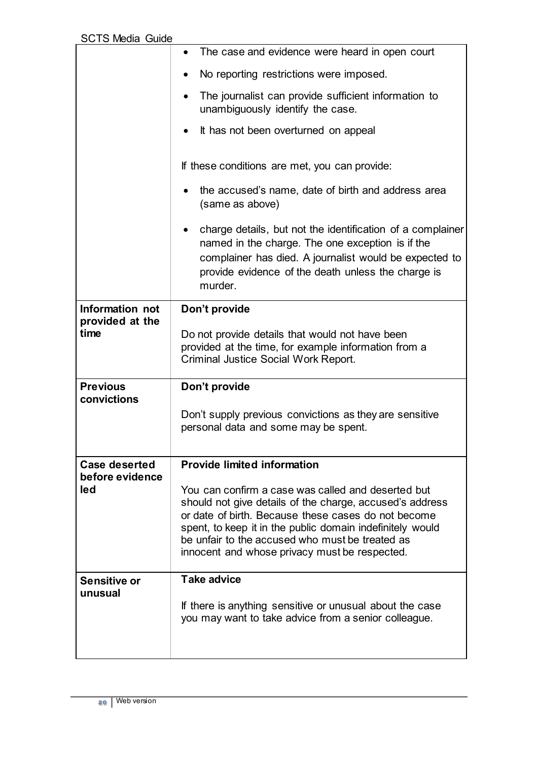| | |
|---|---|
| | • The case and evidence were heard in open court<br>• No reporting restrictions were imposed.<br>• The journalist can provide sufficient information to unambiguously identify the case.<br>• It has not been overturned on appeal<br><br>If these conditions are met, you can provide:<br>• the accused's name, date of birth and address area (same as above)<br>• charge details, but not the identification of a complainer named in the charge. The one exception is if the complainer has died. A journalist would be expected to provide evidence of the death unless the charge is murder. |
| **Information not provided at the time** | **Don't provide**<br><br>Do not provide details that would not have been provided at the time, for example information from a Criminal Justice Social Work Report. |
| **Previous convictions** | **Don't provide**<br><br>Don't supply previous convictions as they are sensitive personal data and some may be spent. |
| **Case deserted before evidence led** | **Provide limited information**<br><br>You can confirm a case was called and deserted but should not give details of the charge, accused's address or date of birth. Because these cases do not become spent, to keep it in the public domain indefinitely would be unfair to the accused who must be treated as innocent and whose privacy must be respected. |
| **Sensitive or unusual** | **Take advice**<br><br>If there is anything sensitive or unusual about the case you may want to take advice from a senior colleague. |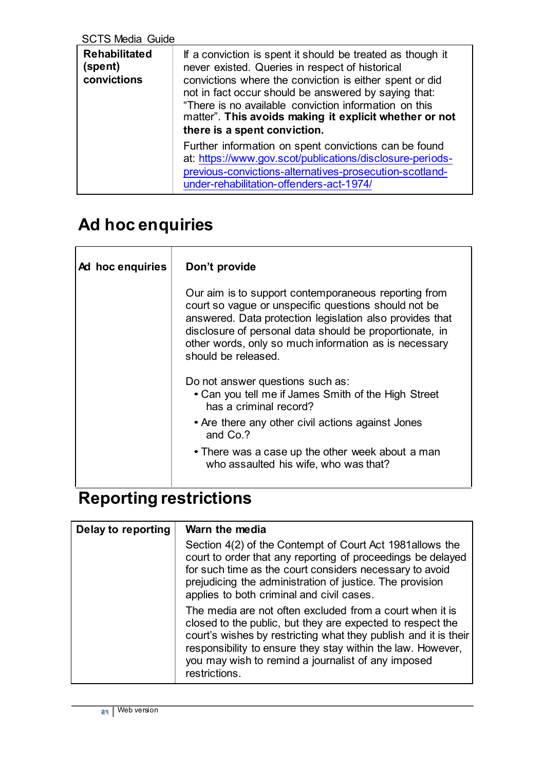| | |
|---|---|
| **Rehabilitated (spent) convictions** | If a conviction is spent it should be treated as though it never existed. Queries in respect of historical convictions where the conviction is either spent or did not in fact occur should be answered by saying that: "There is no available conviction information on this matter". **This avoids making it explicit whether or not there is a spent conviction.**<br><br>Further information on spent convictions can be found at: https://www.gov.scot/publications/disclosure-periods-previous-convictions-alternatives-prosecution-scotland-under-rehabilitation-offenders-act-1974/ |

## Ad hoc enquiries

| | |
|---|---|
| **Ad hoc enquiries** | **Don't provide**<br><br>Our aim is to support contemporaneous reporting from court so vague or unspecific questions should not be answered. Data protection legislation also provides that disclosure of personal data should be proportionate, in other words, only so much information as is necessary should be released.<br><br>Do not answer questions such as:<br>• Can you tell me if James Smith of the High Street has a criminal record?<br>• Are there any other civil actions against Jones and Co.?<br>• There was a case up the other week about a man who assaulted his wife, who was that? |

## Reporting restrictions

| | |
|---|---|
| **Delay to reporting** | **Warn the media**<br><br>Section 4(2) of the Contempt of Court Act 1981allows the court to order that any reporting of proceedings be delayed for such time as the court considers necessary to avoid prejudicing the administration of justice. The provision applies to both criminal and civil cases.<br><br>The media are not often excluded from a court when it is closed to the public, but they are expected to respect the court's wishes by restricting what they publish and it is their responsibility to ensure they stay within the law. However, you may wish to remind a journalist of any imposed restrictions. |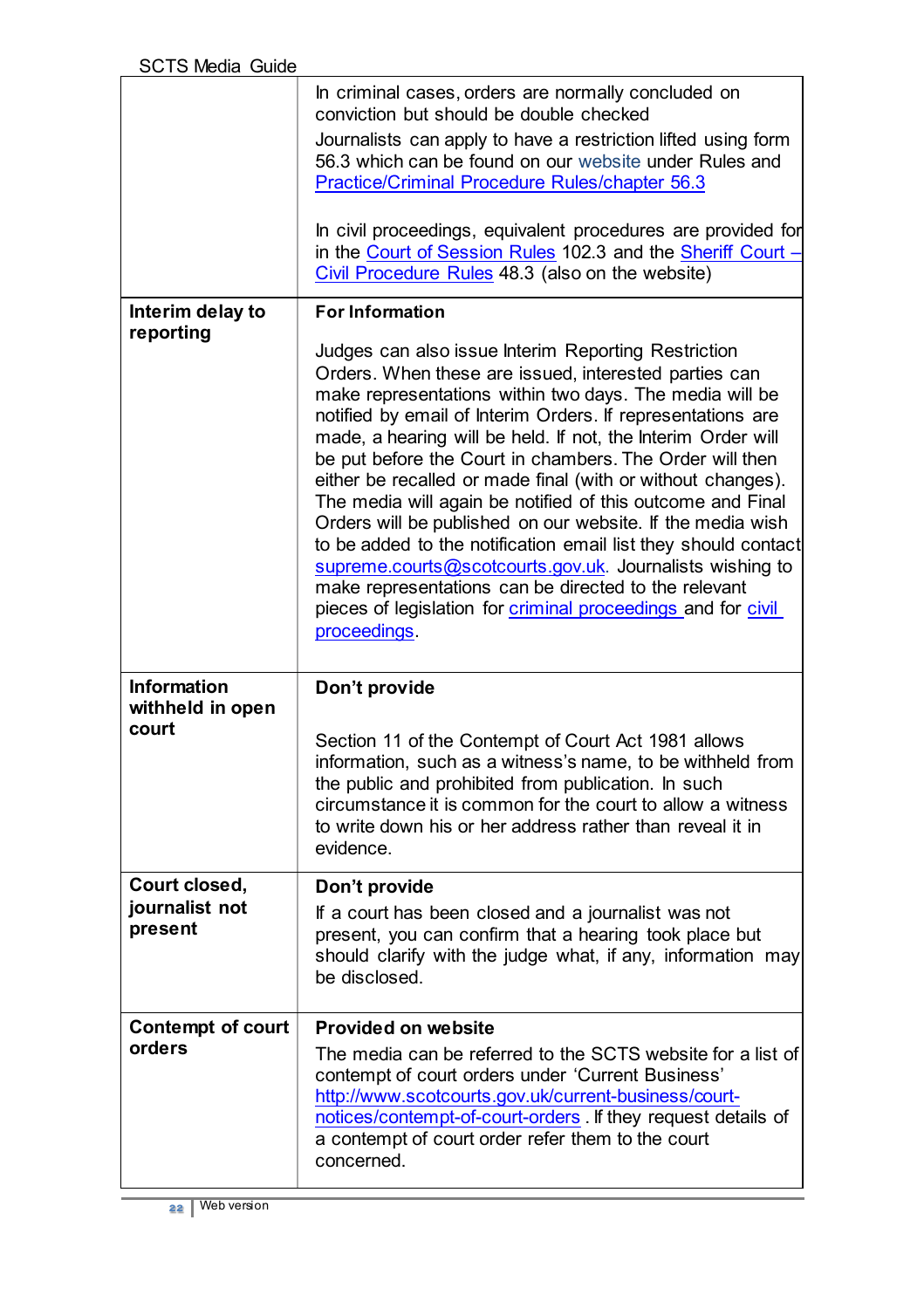| | |
|---|---|
| | In criminal cases, orders are normally concluded on conviction but should be double checked<br><br>Journalists can apply to have a restriction lifted using form 56.3 which can be found on our website under Rules and Practice/Criminal Procedure Rules/chapter 56.3<br><br>In civil proceedings, equivalent procedures are provided for in the Court of Session Rules 102.3 and the Sheriff Court – Civil Procedure Rules 48.3 (also on the website) |
| **Interim delay to reporting** | **For Information**<br><br>Judges can also issue Interim Reporting Restriction Orders. When these are issued, interested parties can make representations within two days. The media will be notified by email of Interim Orders. If representations are made, a hearing will be held. If not, the Interim Order will be put before the Court in chambers. The Order will then either be recalled or made final (with or without changes). The media will again be notified of this outcome and Final Orders will be published on our website. If the media wish to be added to the notification email list they should contact supreme.courts@scotcourts.gov.uk. Journalists wishing to make representations can be directed to the relevant pieces of legislation for criminal proceedings and for civil proceedings. |
| **Information withheld in open court** | **Don't provide**<br><br>Section 11 of the Contempt of Court Act 1981 allows information, such as a witness's name, to be withheld from the public and prohibited from publication. In such circumstance it is common for the court to allow a witness to write down his or her address rather than reveal it in evidence. |
| **Court closed, journalist not present** | **Don't provide**<br><br>If a court has been closed and a journalist was not present, you can confirm that a hearing took place but should clarify with the judge what, if any, information may be disclosed. |
| **Contempt of court orders** | **Provided on website**<br><br>The media can be referred to the SCTS website for a list of contempt of court orders under 'Current Business' http://www.scotcourts.gov.uk/current-business/court-notices/contempt-of-court-orders . If they request details of a contempt of court order refer them to the court concerned. |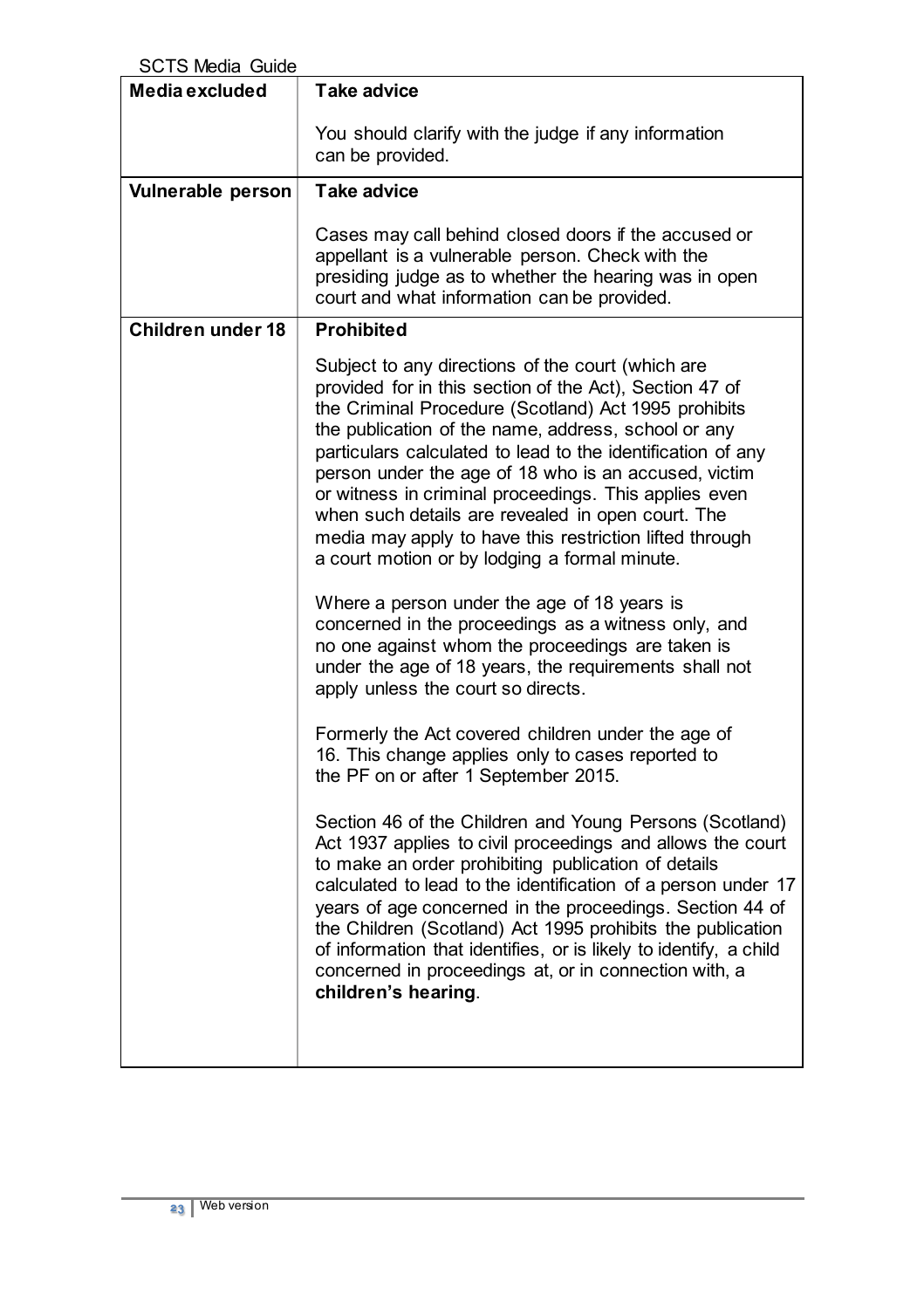| | | |
|---|---|---|
| **Media excluded** | **Take advice**<br><br>You should clarify with the judge if any information can be provided. |
| **Vulnerable person** | **Take advice**<br><br>Cases may call behind closed doors if the accused or appellant is a vulnerable person. Check with the presiding judge as to whether the hearing was in open court and what information can be provided. |
| **Children under 18** | **Prohibited**<br><br>Subject to any directions of the court (which are provided for in this section of the Act), Section 47 of the Criminal Procedure (Scotland) Act 1995 prohibits the publication of the name, address, school or any particulars calculated to lead to the identification of any person under the age of 18 who is an accused, victim or witness in criminal proceedings. This applies even when such details are revealed in open court. The media may apply to have this restriction lifted through a court motion or by lodging a formal minute.<br><br>Where a person under the age of 18 years is concerned in the proceedings as a witness only, and no one against whom the proceedings are taken is under the age of 18 years, the requirements shall not apply unless the court so directs.<br><br>Formerly the Act covered children under the age of 16. This change applies only to cases reported to the PF on or after 1 September 2015.<br><br>Section 46 of the Children and Young Persons (Scotland) Act 1937 applies to civil proceedings and allows the court to make an order prohibiting publication of details calculated to lead to the identification of a person under 17 years of age concerned in the proceedings. Section 44 of the Children (Scotland) Act 1995 prohibits the publication of information that identifies, or is likely to identify, a child concerned in proceedings at, or in connection with, a **children's hearing**. |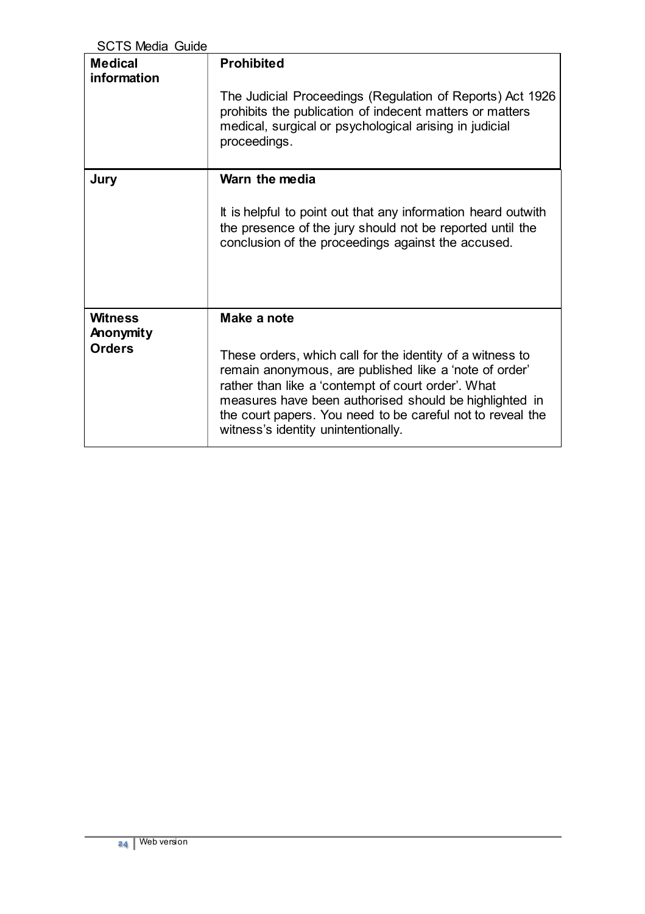| | |
|---|---|
| **Medical information** | **Prohibited**<br><br>The Judicial Proceedings (Regulation of Reports) Act 1926 prohibits the publication of indecent matters or matters medical, surgical or psychological arising in judicial proceedings. |
| **Jury** | **Warn the media**<br><br>It is helpful to point out that any information heard outwith the presence of the jury should not be reported until the conclusion of the proceedings against the accused. |
| **Witness Anonymity Orders** | **Make a note**<br><br>These orders, which call for the identity of a witness to remain anonymous, are published like a 'note of order' rather than like a 'contempt of court order'. What measures have been authorised should be highlighted in the court papers. You need to be careful not to reveal the witness's identity unintentionally. |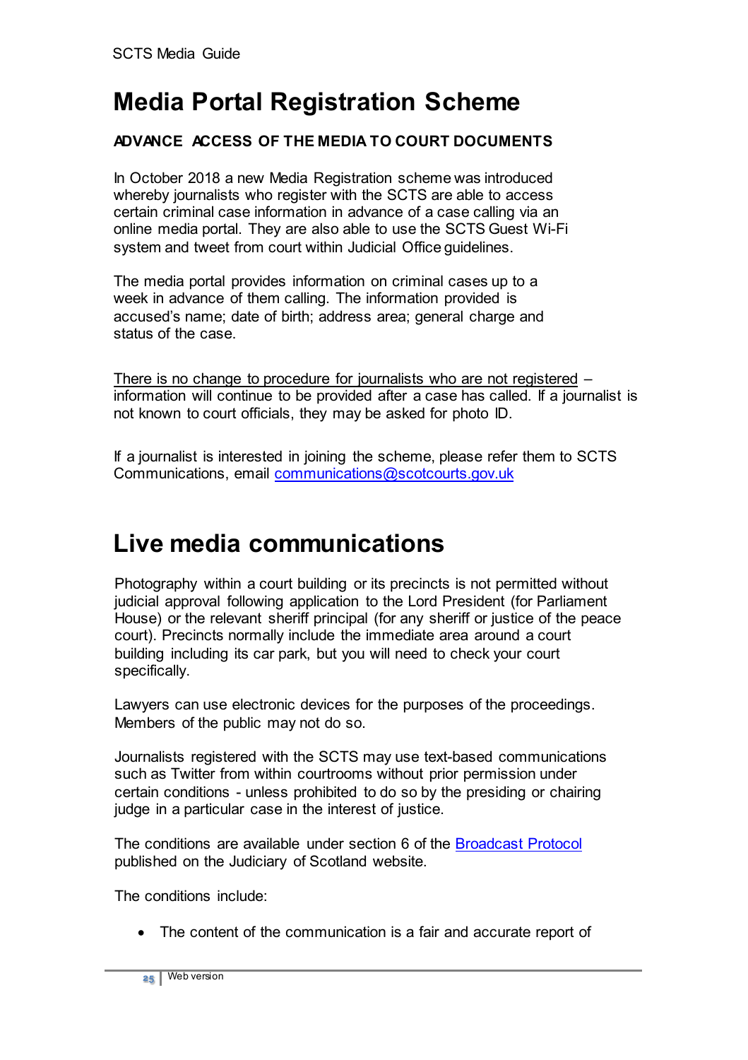# Media Portal Registration Scheme

**ADVANCE ACCESS OF THE MEDIA TO COURT DOCUMENTS**

In October 2018 a new Media Registration scheme was introduced whereby journalists who register with the SCTS are able to access certain criminal case information in advance of a case calling via an online media portal. They are also able to use the SCTS Guest Wi-Fi system and tweet from court within Judicial Office guidelines.

The media portal provides information on criminal cases up to a week in advance of them calling. The information provided is accused's name; date of birth; address area; general charge and status of the case.

There is no change to procedure for journalists who are not registered – information will continue to be provided after a case has called. If a journalist is not known to court officials, they may be asked for photo ID.

If a journalist is interested in joining the scheme, please refer them to SCTS Communications, email [communications@scotcourts.gov.uk](mailto:communications@scotcourts.gov.uk)

# Live media communications

Photography within a court building or its precincts is not permitted without judicial approval following application to the Lord President (for Parliament House) or the relevant sheriff principal (for any sheriff or justice of the peace court). Precincts normally include the immediate area around a court building including its car park, but you will need to check your court specifically.

Lawyers can use electronic devices for the purposes of the proceedings. Members of the public may not do so.

Journalists registered with the SCTS may use text-based communications such as Twitter from within courtrooms without prior permission under certain conditions - unless prohibited to do so by the presiding or chairing judge in a particular case in the interest of justice.

The conditions are available under section 6 of the Broadcast Protocol published on the Judiciary of Scotland website.

The conditions include:

- The content of the communication is a fair and accurate report of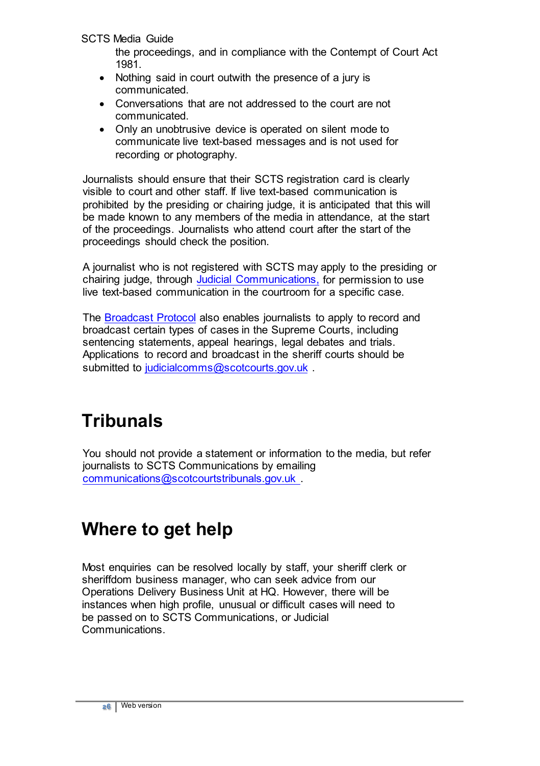the proceedings, and in compliance with the Contempt of Court Act 1981.

- Nothing said in court outwith the presence of a jury is communicated.
- Conversations that are not addressed to the court are not communicated.
- Only an unobtrusive device is operated on silent mode to communicate live text-based messages and is not used for recording or photography.

Journalists should ensure that their SCTS registration card is clearly visible to court and other staff. If live text-based communication is prohibited by the presiding or chairing judge, it is anticipated that this will be made known to any members of the media in attendance, at the start of the proceedings. Journalists who attend court after the start of the proceedings should check the position.

A journalist who is not registered with SCTS may apply to the presiding or chairing judge, through Judicial Communications, for permission to use live text-based communication in the courtroom for a specific case.

The Broadcast Protocol also enables journalists to apply to record and broadcast certain types of cases in the Supreme Courts, including sentencing statements, appeal hearings, legal debates and trials. Applications to record and broadcast in the sheriff courts should be submitted to judicialcomms@scotcourts.gov.uk .

# Tribunals

You should not provide a statement or information to the media, but refer journalists to SCTS Communications by emailing communications@scotcourtstribunals.gov.uk .

# Where to get help

Most enquiries can be resolved locally by staff, your sheriff clerk or sheriffdom business manager, who can seek advice from our Operations Delivery Business Unit at HQ. However, there will be instances when high profile, unusual or difficult cases will need to be passed on to SCTS Communications, or Judicial Communications.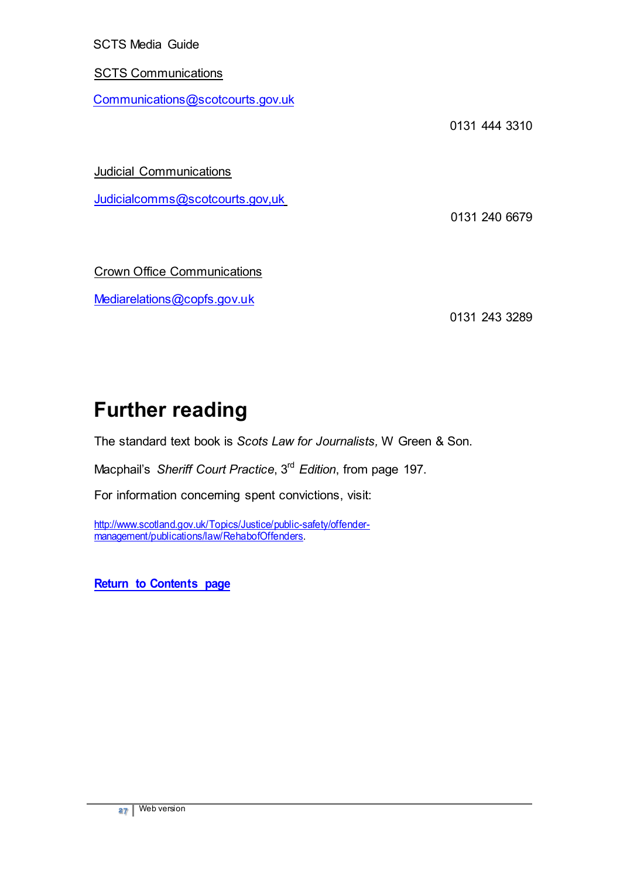SCTS Communications

Communications@scotcourts.gov.uk

0131 444 3310

Judicial Communications

Judicialcomms@scotcourts.gov,uk

0131 240 6679

Crown Office Communications

Mediarelations@copfs.gov.uk

0131 243 3289

# Further reading

The standard text book is *Scots Law for Journalists,* W Green & Son.

Macphail's *Sheriff Court Practice*, 3rd *Edition*, from page 197.

For information concerning spent convictions, visit:

http://www.scotland.gov.uk/Topics/Justice/public-safety/offender-management/publications/law/RehabofOffenders.

**Return to Contents page**